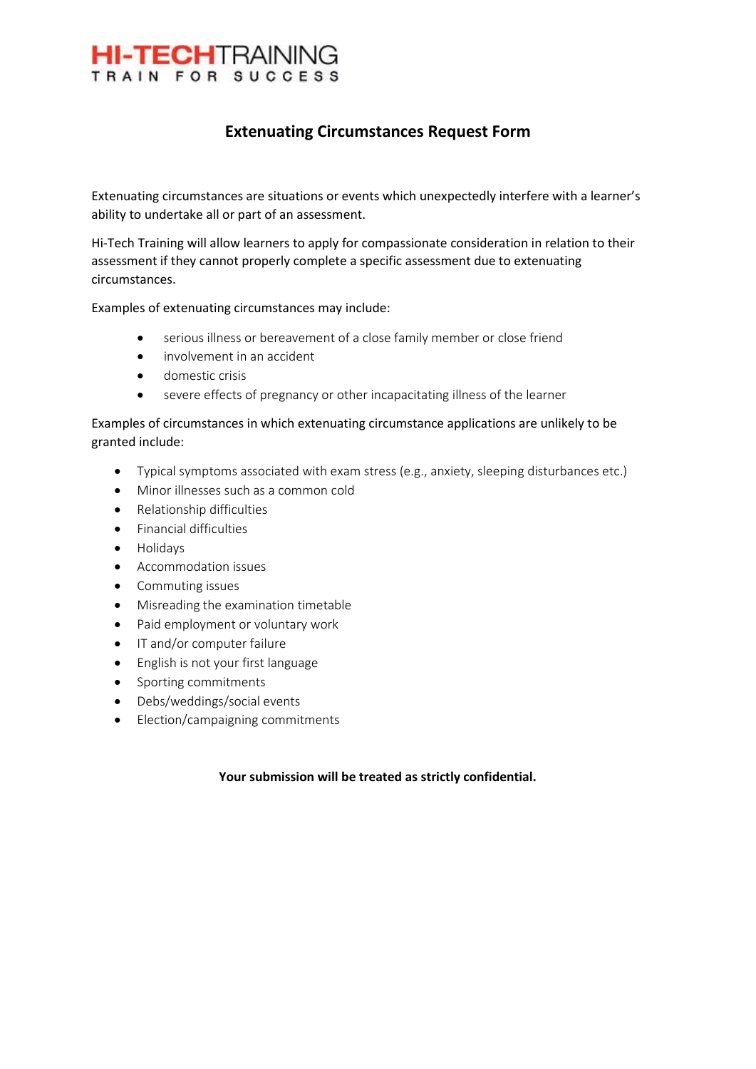HI-TECHTRAINING

TRAIN FOR SUCCESS

# Extenuating Circumstances Request Form

Extenuating circumstances are situations or events which unexpectedly interfere with a learner's ability to undertake all or part of an assessment.

Hi-Tech Training will allow learners to apply for compassionate consideration in relation to their assessment if they cannot properly complete a specific assessment due to extenuating circumstances.

Examples of extenuating circumstances may include:

- serious illness or bereavement of a close family member or close friend
- involvement in an accident
- domestic crisis
- severe effects of pregnancy or other incapacitating illness of the learner

Examples of circumstances in which extenuating circumstance applications are unlikely to be granted include:

- Typical symptoms associated with exam stress (e.g., anxiety, sleeping disturbances etc.)
- Minor illnesses such as a common cold
- Relationship difficulties
- Financial difficulties
- Holidays
- Accommodation issues
- Commuting issues
- Misreading the examination timetable
- Paid employment or voluntary work
- IT and/or computer failure
- English is not your first language
- Sporting commitments
- Debs/weddings/social events
- Election/campaigning commitments

**Your submission will be treated as strictly confidential.**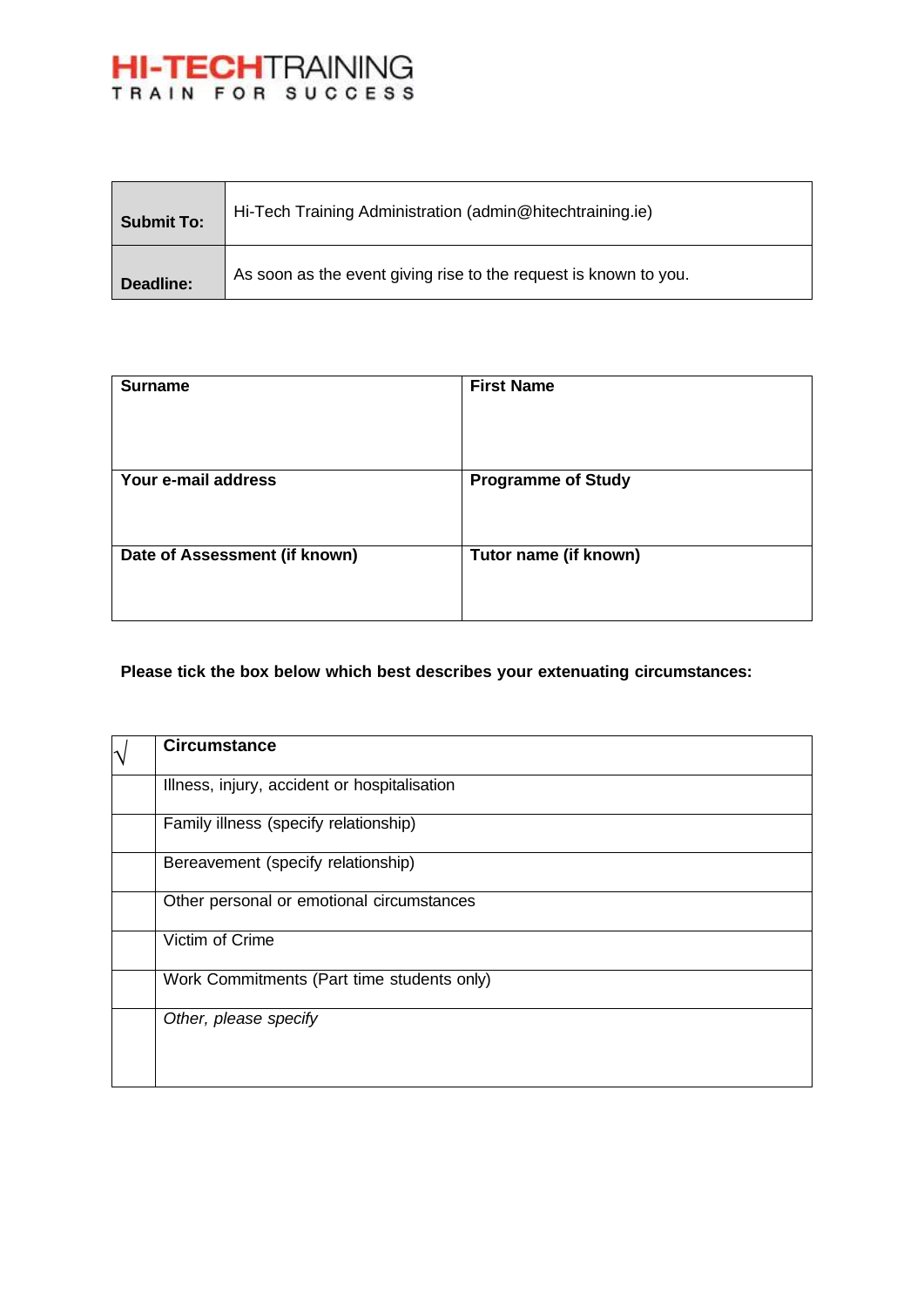**HI-TECHTRAINING**
TRAIN FOR SUCCESS

| **Submit To:** | Hi-Tech Training Administration (admin@hitechtraining.ie) |
|---|---|
| **Deadline:** | As soon as the event giving rise to the request is known to you. |

| **Surname** | **First Name** |
|---|---|
| | |
| **Your e-mail address** | **Programme of Study** |
| | |
| **Date of Assessment (if known)** | **Tutor name (if known)** |
| | |

**Please tick the box below which best describes your extenuating circumstances:**

| √ | **Circumstance** |
|---|---|
| | Illness, injury, accident or hospitalisation |
| | Family illness (specify relationship) |
| | Bereavement (specify relationship) |
| | Other personal or emotional circumstances |
| | Victim of Crime |
| | Work Commitments (Part time students only) |
| | *Other, please specify* |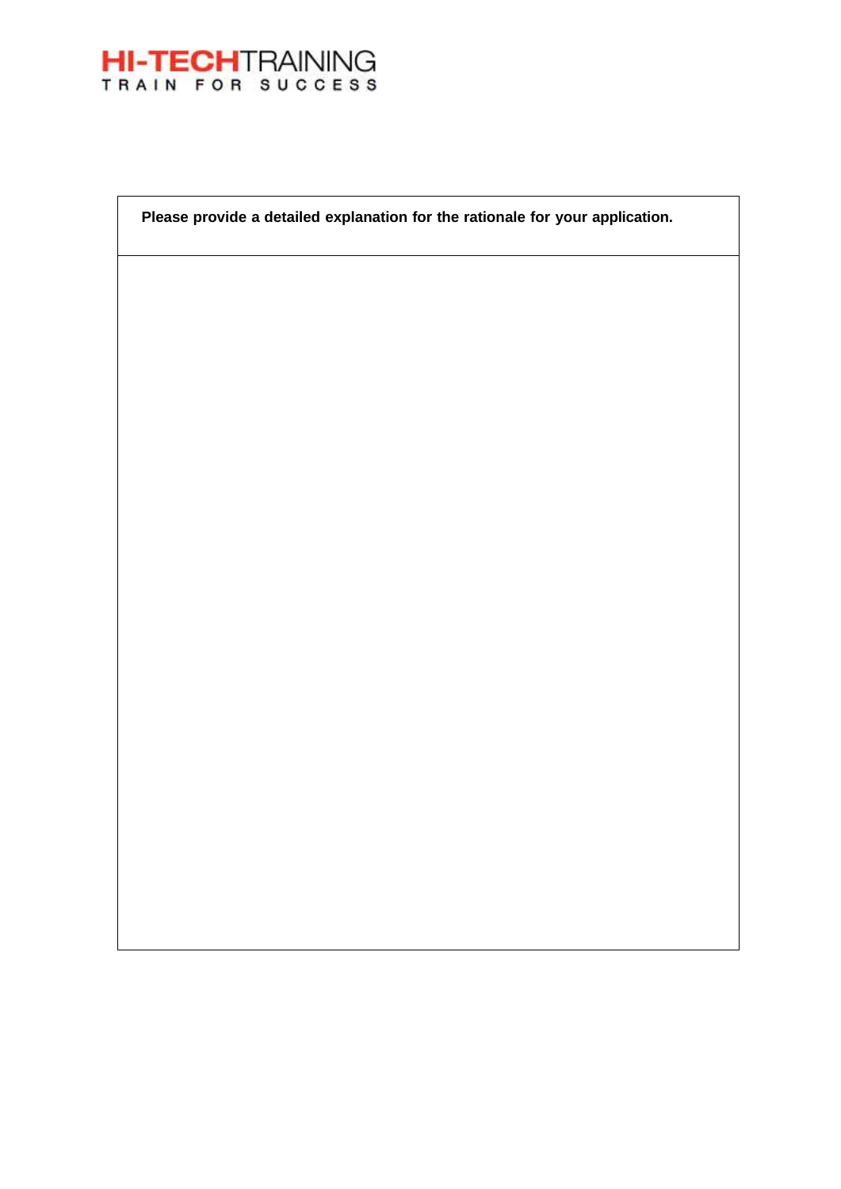HI-TECHTRAINING
TRAIN FOR SUCCESS

| **Please provide a detailed explanation for the rationale for your application.** |
| --- |
| |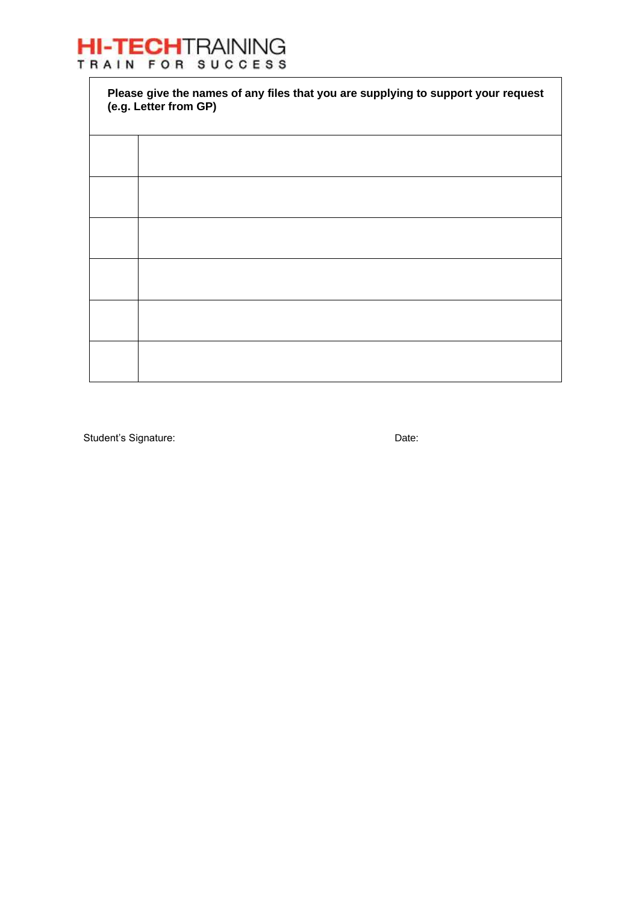HI-TECHTRAINING

TRAIN FOR SUCCESS

| **Please give the names of any files that you are supplying to support your request (e.g. Letter from GP)** | |
|---|---|
| | |
| | |
| | |
| | |
| | |
| | |

Student's Signature: Date: